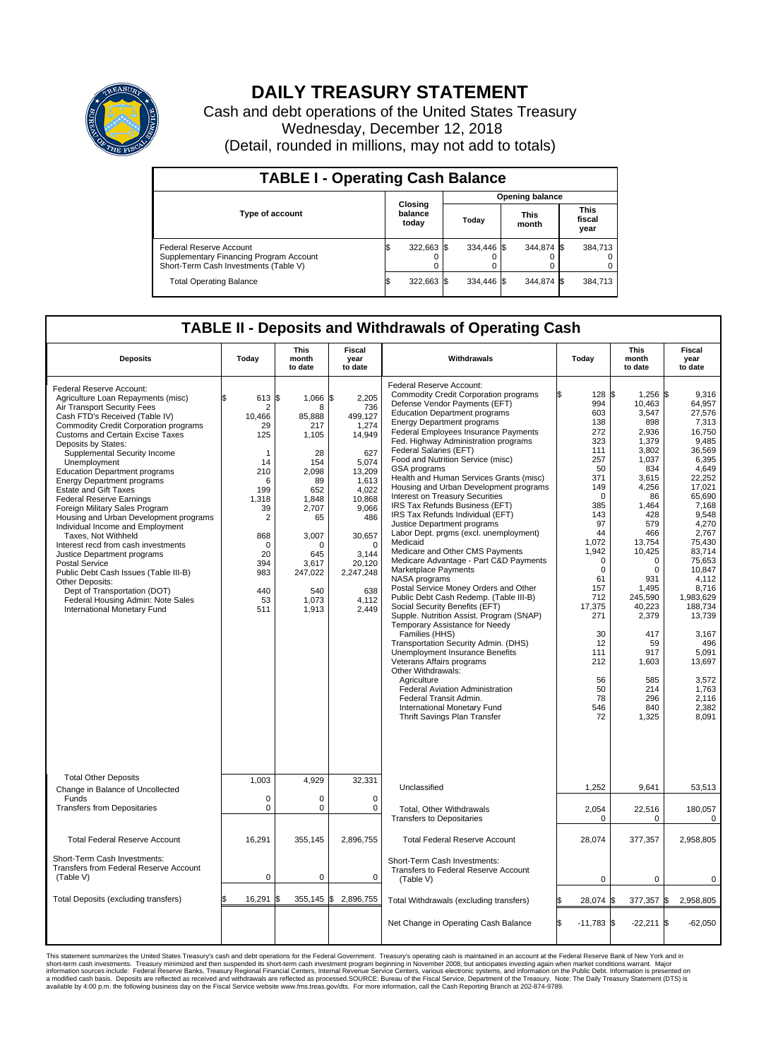# DAILY TREASURY STATEMENT

Cash and debt operations of the United States Treasury

Wednesday, December 12, 2018

(Detail, rounded in millions, may not add to totals)

## TABLE I - Operating Cash Balance

| Type of account | Closing balance today | Opening balance Today | Opening balance This month | Opening balance This fiscal year |
|---|---|---|---|---|
| Federal Reserve Account | $ 322,663 | $ 334,446 | $ 344,874 | $ 384,713 |
| Supplementary Financing Program Account | 0 | 0 | 0 | 0 |
| Short-Term Cash Investments (Table V) | 0 | 0 | 0 | 0 |
| Total Operating Balance | $ 322,663 | $ 334,446 | $ 344,874 | $ 384,713 |

## TABLE II - Deposits and Withdrawals of Operating Cash

| Deposits | Today | This month to date | Fiscal year to date | Withdrawals | Today | This month to date | Fiscal year to date |
|---|---|---|---|---|---|---|---|
| Federal Reserve Account: | | | | Federal Reserve Account: | | | |
| Agriculture Loan Repayments (misc) | $ 613 | $ 1,066 | $ 2,205 | Commodity Credit Corporation programs | $ 128 | $ 1,256 | $ 9,316 |
| Air Transport Security Fees | 2 | 8 | 736 | Defense Vendor Payments (EFT) | 994 | 10,463 | 64,957 |
| Cash FTD's Received (Table IV) | 10,466 | 85,888 | 499,127 | Education Department programs | 603 | 3,547 | 27,576 |
| Commodity Credit Corporation programs | 29 | 217 | 1,274 | Energy Department programs | 138 | 898 | 7,313 |
| Customs and Certain Excise Taxes | 125 | 1,105 | 14,949 | Federal Employees Insurance Payments | 272 | 2,936 | 16,750 |
| Deposits by States: | | | | Fed. Highway Administration programs | 323 | 1,379 | 9,485 |
| Supplemental Security Income | 1 | 28 | 627 | Federal Salaries (EFT) | 111 | 3,802 | 36,569 |
| Unemployment | 14 | 154 | 5,074 | Food and Nutrition Service (misc) | 257 | 1,037 | 6,395 |
| Education Department programs | 210 | 2,098 | 13,209 | GSA programs | 50 | 834 | 4,649 |
| Energy Department programs | 6 | 89 | 1,613 | Health and Human Services Grants (misc) | 371 | 3,615 | 22,252 |
| Estate and Gift Taxes | 199 | 652 | 4,022 | Housing and Urban Development programs | 149 | 4,256 | 17,021 |
| Federal Reserve Earnings | 1,318 | 1,848 | 10,868 | Interest on Treasury Securities | 0 | 86 | 65,690 |
| Foreign Military Sales Program | 39 | 2,707 | 9,066 | IRS Tax Refunds Business (EFT) | 385 | 1,464 | 7,168 |
| Housing and Urban Development programs | 2 | 65 | 486 | IRS Tax Refunds Individual (EFT) | 143 | 428 | 9,548 |
| Individual Income and Employment | | | | Justice Department programs | 97 | 579 | 4,270 |
| Taxes, Not Withheld | 868 | 3,007 | 30,657 | Labor Dept. prgms (excl. unemployment) | 44 | 466 | 2,767 |
| Interest recd from cash investments | 0 | 0 | 0 | Medicaid | 1,072 | 13,754 | 75,430 |
| Justice Department programs | 20 | 645 | 3,144 | Medicare and Other CMS Payments | 1,942 | 10,425 | 83,714 |
| Postal Service | 394 | 3,617 | 20,120 | Medicare Advantage - Part C&D Payments | 0 | 0 | 75,653 |
| Public Debt Cash Issues (Table III-B) | 983 | 247,022 | 2,247,248 | Marketplace Payments | 0 | 0 | 10,847 |
| Other Deposits: | | | | NASA programs | 61 | 931 | 4,112 |
| Dept of Transportation (DOT) | 440 | 540 | 638 | Postal Service Money Orders and Other | 157 | 1,495 | 8,716 |
| Federal Housing Admin: Note Sales | 53 | 1,073 | 4,112 | Public Debt Cash Redemp. (Table III-B) | 712 | 245,590 | 1,983,629 |
| International Monetary Fund | 511 | 1,913 | 2,449 | Social Security Benefits (EFT) | 17,375 | 40,223 | 188,734 |
| | | | | Supple. Nutrition Assist. Program (SNAP) | 271 | 2,379 | 13,739 |
| | | | | Temporary Assistance for Needy Families (HHS) | 30 | 417 | 3,167 |
| | | | | Transportation Security Admin. (DHS) | 12 | 59 | 496 |
| | | | | Unemployment Insurance Benefits | 111 | 917 | 5,091 |
| | | | | Veterans Affairs programs | 212 | 1,603 | 13,697 |
| | | | | Other Withdrawals: | | | |
| | | | | Agriculture | 56 | 585 | 3,572 |
| | | | | Federal Aviation Administration | 50 | 214 | 1,763 |
| | | | | Federal Transit Admin. | 78 | 296 | 2,116 |
| | | | | International Monetary Fund | 546 | 840 | 2,382 |
| | | | | Thrift Savings Plan Transfer | 72 | 1,325 | 8,091 |
| Total Other Deposits | 1,003 | 4,929 | 32,331 | Unclassified | 1,252 | 9,641 | 53,513 |
| Change in Balance of Uncollected Funds | 0 | 0 | 0 | | | | |
| Transfers from Depositaries | 0 | 0 | 0 | Total, Other Withdrawals | 2,054 | 22,516 | 180,057 |
| | | | | Transfers to Depositaries | 0 | 0 | 0 |
| Total Federal Reserve Account | 16,291 | 355,145 | 2,896,755 | Total Federal Reserve Account | 28,074 | 377,357 | 2,958,805 |
| Short-Term Cash Investments: Transfers from Federal Reserve Account (Table V) | 0 | 0 | 0 | Short-Term Cash Investments: Transfers to Federal Reserve Account (Table V) | 0 | 0 | 0 |
| Total Deposits (excluding transfers) | $ 16,291 | $ 355,145 | $ 2,896,755 | Total Withdrawals (excluding transfers) | $ 28,074 | $ 377,357 | $ 2,958,805 |
| | | | | Net Change in Operating Cash Balance | $ -11,783 | $ -22,211 | $ -62,050 |

This statement summarizes the United States Treasury's cash and debt operations for the Federal Government. Treasury's operating cash is maintained in an account at the Federal Reserve Bank of New York and in short-term cash investments. Treasury minimized and then suspended its short-term cash investment program beginning in November 2008, but anticipates investing again when market conditions warrant. Major information sources include: Federal Reserve Banks, Treasury Regional Financial Centers, Internal Revenue Service Centers, various electronic systems, and information on the Public Debt. Information is presented on a modified cash basis. Deposits are reflected as received and withdrawals are reflected as processed.SOURCE: Bureau of the Fiscal Service, Department of the Treasury. Note: The Daily Treasury Statement (DTS) is available by 4:00 p.m. the following business day on the Fiscal Service website www.fms.treas.gov/dts. For more information, call the Cash Reporting Branch at 202-874-9789.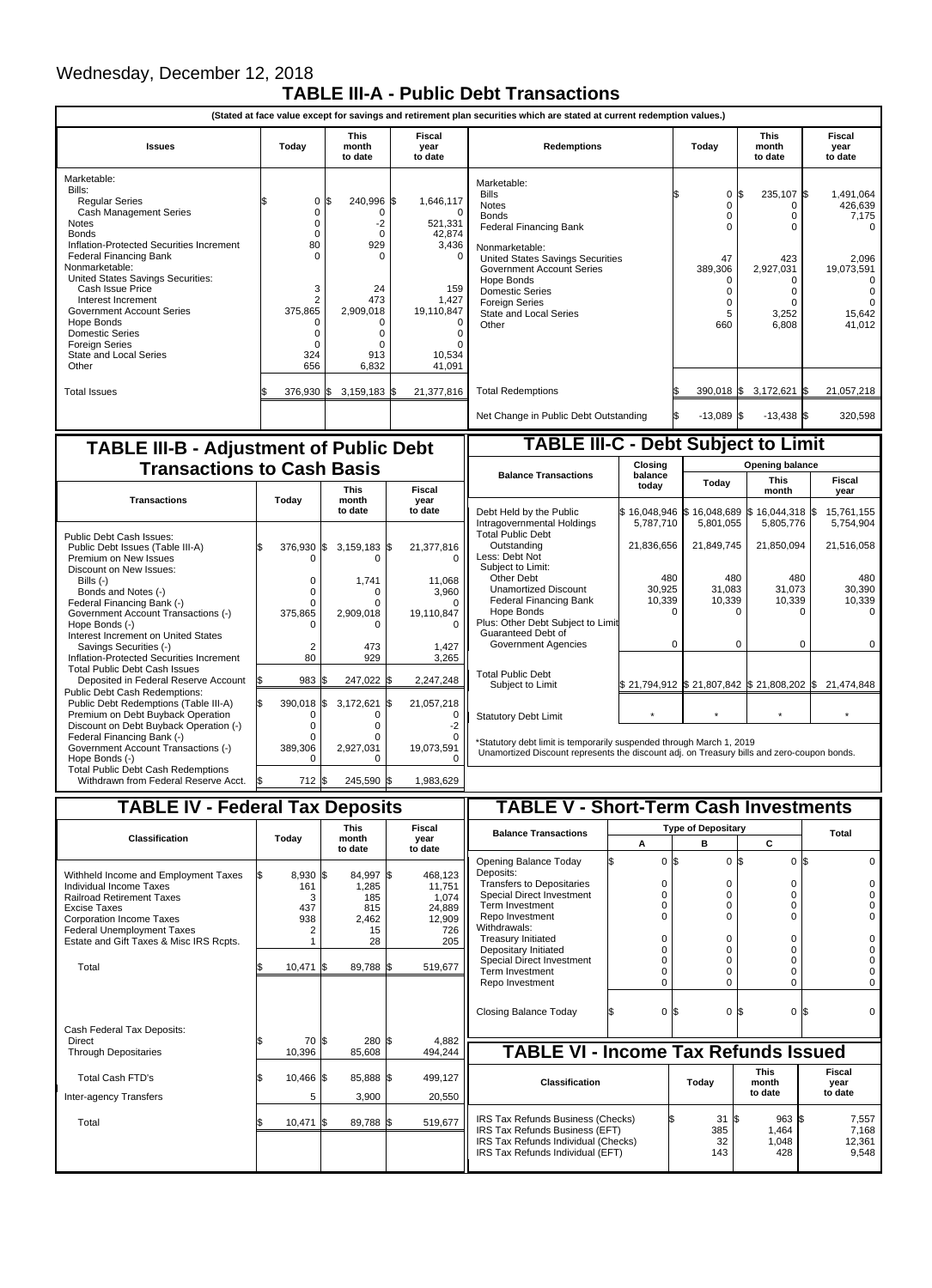Wednesday, December 12, 2018

# TABLE III-A - Public Debt Transactions

(Stated at face value except for savings and retirement plan securities which are stated at current redemption values.)

| Issues | Today | This month to date | Fiscal year to date |
|---|---|---|---|
| Marketable: | | | |
| Bills: | | | |
| Regular Series | $ 0 | $ 240,996 | $ 1,646,117 |
| Cash Management Series | 0 | 0 | 0 |
| Notes | 0 | -2 | 521,331 |
| Bonds | 0 | 0 | 42,874 |
| Inflation-Protected Securities Increment | 80 | 929 | 3,436 |
| Federal Financing Bank | 0 | 0 | 0 |
| Nonmarketable: | | | |
| United States Savings Securities: | | | |
| Cash Issue Price | 3 | 24 | 159 |
| Interest Increment | 2 | 473 | 1,427 |
| Government Account Series | 375,865 | 2,909,018 | 19,110,847 |
| Hope Bonds | 0 | 0 | 0 |
| Domestic Series | 0 | 0 | 0 |
| Foreign Series | 0 | 0 | 0 |
| State and Local Series | 324 | 913 | 10,534 |
| Other | 656 | 6,832 | 41,091 |
| Total Issues | $ 376,930 | $ 3,159,183 | $ 21,377,816 |

| Redemptions | Today | This month to date | Fiscal year to date |
|---|---|---|---|
| Marketable: | | | |
| Bills | $ 0 | $ 235,107 | $ 1,491,064 |
| Notes | 0 | 0 | 426,639 |
| Bonds | 0 | 0 | 7,175 |
| Federal Financing Bank | 0 | 0 | 0 |
| Nonmarketable: | | | |
| United States Savings Securities | 47 | 423 | 2,096 |
| Government Account Series | 389,306 | 2,927,031 | 19,073,591 |
| Hope Bonds | 0 | 0 | 0 |
| Domestic Series | 0 | 0 | 0 |
| Foreign Series | 0 | 0 | 0 |
| State and Local Series | 5 | 3,252 | 15,642 |
| Other | 660 | 6,808 | 41,012 |
| Total Redemptions | $ 390,018 | $ 3,172,621 | $ 21,057,218 |
| Net Change in Public Debt Outstanding | $ -13,089 | $ -13,438 | $ 320,598 |

# TABLE III-B - Adjustment of Public Debt Transactions to Cash Basis

| Transactions | Today | This month to date | Fiscal year to date |
|---|---|---|---|
| Public Debt Cash Issues: | | | |
| Public Debt Issues (Table III-A) | $ 376,930 | $ 3,159,183 | $ 21,377,816 |
| Premium on New Issues | 0 | 0 | 0 |
| Discount on New Issues: | | | |
| Bills (-) | 0 | 1,741 | 11,068 |
| Bonds and Notes (-) | 0 | 0 | 3,960 |
| Federal Financing Bank (-) | 0 | 0 | 0 |
| Government Account Transactions (-) | 375,865 | 2,909,018 | 19,110,847 |
| Hope Bonds (-) | 0 | 0 | 0 |
| Interest Increment on United States Savings Securities (-) | 2 | 473 | 1,427 |
| Inflation-Protected Securities Increment | 80 | 929 | 3,265 |
| Total Public Debt Cash Issues Deposited in Federal Reserve Account | $ 983 | $ 247,022 | $ 2,247,248 |
| Public Debt Cash Redemptions: | | | |
| Public Debt Redemptions (Table III-A) | $ 390,018 | $ 3,172,621 | $ 21,057,218 |
| Premium on Debt Buyback Operation | 0 | 0 | 0 |
| Discount on Debt Buyback Operation (-) | 0 | 0 | -2 |
| Federal Financing Bank (-) | 0 | 0 | 0 |
| Government Account Transactions (-) | 389,306 | 2,927,031 | 19,073,591 |
| Hope Bonds (-) | 0 | 0 | 0 |
| Total Public Debt Cash Redemptions Withdrawn from Federal Reserve Acct. | $ 712 | $ 245,590 | $ 1,983,629 |

# TABLE III-C - Debt Subject to Limit

| Balance Transactions | Closing balance today | Opening balance Today | Opening balance This month | Opening balance Fiscal year |
|---|---|---|---|---|
| Debt Held by the Public | $ 16,048,946 | $ 16,048,689 | $ 16,044,318 | $ 15,761,155 |
| Intragovernmental Holdings | 5,787,710 | 5,801,055 | 5,805,776 | 5,754,904 |
| Total Public Debt Outstanding | 21,836,656 | 21,849,745 | 21,850,094 | 21,516,058 |
| Less: Debt Not Subject to Limit: | | | | |
| Other Debt | 480 | 480 | 480 | 480 |
| Unamortized Discount | 30,925 | 31,083 | 31,073 | 30,390 |
| Federal Financing Bank | 10,339 | 10,339 | 10,339 | 10,339 |
| Hope Bonds | 0 | 0 | 0 | 0 |
| Plus: Other Debt Subject to Limit | | | | |
| Guaranteed Debt of Government Agencies | 0 | 0 | 0 | 0 |
| Total Public Debt Subject to Limit | $ 21,794,912 | $ 21,807,842 | $ 21,808,202 | $ 21,474,848 |
| Statutory Debt Limit | * | * | * | * |

*Statutory debt limit is temporarily suspended through March 1, 2019
Unamortized Discount represents the discount adj. on Treasury bills and zero-coupon bonds.

# TABLE IV - Federal Tax Deposits

| Classification | Today | This month to date | Fiscal year to date |
|---|---|---|---|
| Withheld Income and Employment Taxes | $ 8,930 | $ 84,997 | $ 468,123 |
| Individual Income Taxes | 161 | 1,285 | 11,751 |
| Railroad Retirement Taxes | 3 | 185 | 1,074 |
| Excise Taxes | 437 | 815 | 24,889 |
| Corporation Income Taxes | 938 | 2,462 | 12,909 |
| Federal Unemployment Taxes | 2 | 15 | 726 |
| Estate and Gift Taxes & Misc IRS Rcpts. | 1 | 28 | 205 |
| Total | $ 10,471 | $ 89,788 | $ 519,677 |
| Cash Federal Tax Deposits: | | | |
| Direct | $ 70 | $ 280 | $ 4,882 |
| Through Depositaries | 10,396 | 85,608 | 494,244 |
| Total Cash FTD's | $ 10,466 | $ 85,888 | $ 499,127 |
| Inter-agency Transfers | 5 | 3,900 | 20,550 |
| Total | $ 10,471 | $ 89,788 | $ 519,677 |

# TABLE V - Short-Term Cash Investments

| Balance Transactions | Type of Depositary A | Type of Depositary B | Type of Depositary C | Total |
|---|---|---|---|---|
| Opening Balance Today | $ 0 | $ 0 | $ 0 | $ 0 |
| Deposits: | | | | |
| Transfers to Depositaries | 0 | 0 | 0 | 0 |
| Special Direct Investment | 0 | 0 | 0 | 0 |
| Term Investment | 0 | 0 | 0 | 0 |
| Repo Investment | 0 | 0 | 0 | 0 |
| Withdrawals: | | | | |
| Treasury Initiated | 0 | 0 | 0 | 0 |
| Depositary Initiated | 0 | 0 | 0 | 0 |
| Special Direct Investment | 0 | 0 | 0 | 0 |
| Term Investment | 0 | 0 | 0 | 0 |
| Repo Investment | 0 | 0 | 0 | 0 |
| Closing Balance Today | $ 0 | $ 0 | $ 0 | $ 0 |

# TABLE VI - Income Tax Refunds Issued

| Classification | Today | This month to date | Fiscal year to date |
|---|---|---|---|
| IRS Tax Refunds Business (Checks) | $ 31 | $ 963 | $ 7,557 |
| IRS Tax Refunds Business (EFT) | 385 | 1,464 | 7,168 |
| IRS Tax Refunds Individual (Checks) | 32 | 1,048 | 12,361 |
| IRS Tax Refunds Individual (EFT) | 143 | 428 | 9,548 |